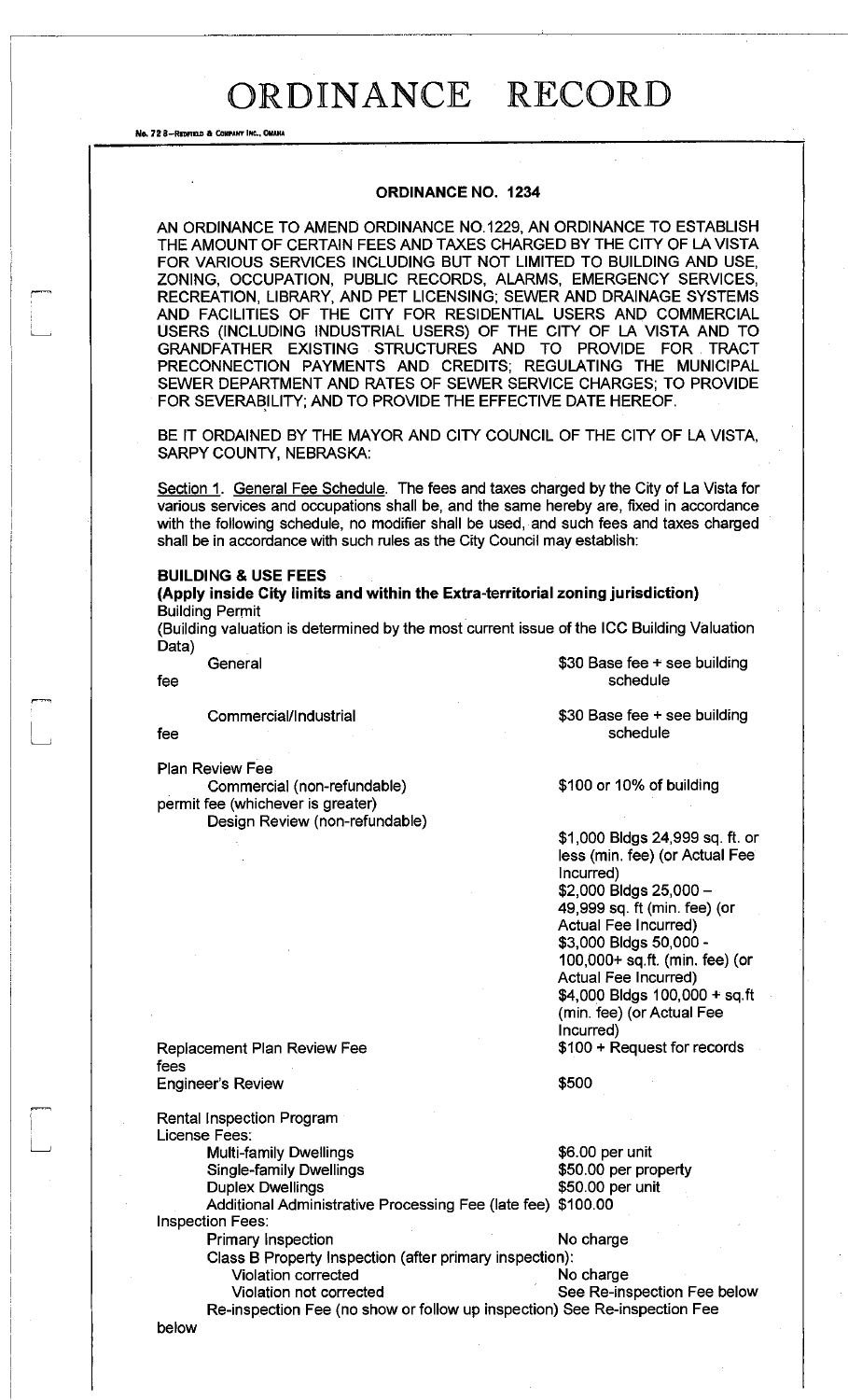# ORDINANCE RECORD

No. 72 8—REDFIELD & COMPANY INC., OMAHA

## ORDINANCE NO. 1234

AN ORDINANCE TO AMEND ORDINANCE NO.1229, AN ORDINANCE TO ESTABLISH THE AMOUNT OF CERTAIN FEES AND TAXES CHARGED BY THE CITY OF LA VISTA FOR VARIOUS SERVICES INCLUDING BUT NOT LIMITED TO BUILDING AND USE, ZONING, OCCUPATION, PUBLIC RECORDS, ALARMS, EMERGENCY SERVICES, RECREATION, LIBRARY, AND PET LICENSING; SEWER AND DRAINAGE SYSTEMS AND FACILITIES OF THE CITY FOR RESIDENTIAL USERS AND COMMERCIAL USERS (INCLUDING INDUSTRIAL USERS) OF THE CITY OF LA VISTA AND TO GRANDFATHER EXISTING STRUCTURES AND TO PROVIDE FOR TRACT PRECONNECTION PAYMENTS AND CREDITS; REGULATING THE MUNICIPAL SEWER DEPARTMENT AND RATES OF SEWER SERVICE CHARGES; TO PROVIDE FOR SEVERABILITY; AND TO PROVIDE THE EFFECTIVE DATE HEREOF.

BE IT ORDAINED BY THE MAYOR AND CITY COUNCIL OF THE CITY OF LA VISTA, SARPY COUNTY, NEBRASKA:

Section 1. General Fee Schedule. The fees and taxes charged by the City of La Vista for various services and occupations shall be, and the same hereby are, fixed in accordance with the following schedule, no modifier shall be used, and such fees and taxes charged shall be in accordance with such rules as the City Council may establish:

**BUILDING & USE FEES**

**(Apply inside City limits and within the Extra-territorial zoning jurisdiction)**

Building Permit

(Building valuation is determined by the most current issue of the ICC Building Valuation Data)

| | |
|---|---|
| General fee | $30 Base fee + see building schedule |
| Commercial/Industrial fee | $30 Base fee + see building schedule |
| Plan Review Fee | |
| Commercial (non-refundable) | $100 or 10% of building permit fee (whichever is greater) |
| Design Review (non-refundable) | $1,000 Bldgs 24,999 sq. ft. or less (min. fee) (or Actual Fee Incurred)<br>$2,000 Bldgs 25,000 – 49,999 sq. ft (min. fee) (or Actual Fee Incurred)<br>$3,000 Bldgs 50,000 - 100,000+ sq.ft. (min. fee) (or Actual Fee Incurred)<br>$4,000 Bldgs 100,000 + sq.ft (min. fee) (or Actual Fee Incurred) |
| Replacement Plan Review Fee | $100 + Request for records fees |
| Engineer's Review | $500 |

Rental Inspection Program

License Fees:

| | |
|---|---|
| Multi-family Dwellings | $6.00 per unit |
| Single-family Dwellings | $50.00 per property |
| Duplex Dwellings | $50.00 per unit |
| Additional Administrative Processing Fee (late fee) | $100.00 |

Inspection Fees:

| | |
|---|---|
| Primary Inspection | No charge |
| Class B Property Inspection (after primary inspection): | |
| Violation corrected | No charge |
| Violation not corrected | See Re-inspection Fee below |
| Re-inspection Fee (no show or follow up inspection) | See Re-inspection Fee below |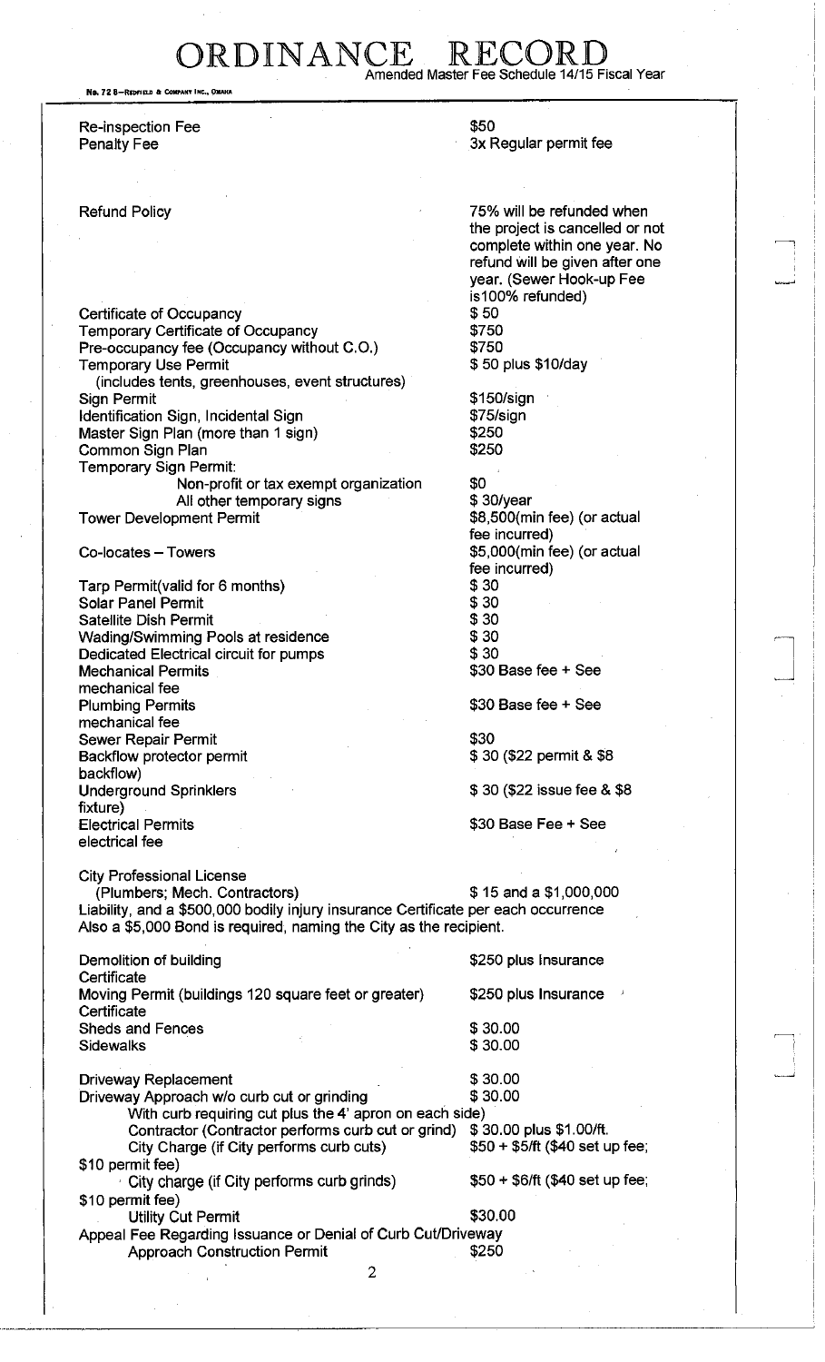# ORDINANCE RECORD

Amended Master Fee Schedule 14/15 Fiscal Year

| | |
|---|---|
| Re-inspection Fee | $50 |
| Penalty Fee | 3x Regular permit fee |
| Refund Policy | 75% will be refunded when the project is cancelled or not complete within one year. No refund will be given after one year. (Sewer Hook-up Fee is100% refunded) |
| Certificate of Occupancy | $ 50 |
| Temporary Certificate of Occupancy | $750 |
| Pre-occupancy fee (Occupancy without C.O.) | $750 |
| Temporary Use Permit (includes tents, greenhouses, event structures) | $ 50 plus $10/day |
| Sign Permit | $150/sign |
| Identification Sign, Incidental Sign | $75/sign |
| Master Sign Plan (more than 1 sign) | $250 |
| Common Sign Plan | $250 |
| Temporary Sign Permit: | |
| Non-profit or tax exempt organization | $0 |
| All other temporary signs | $ 30/year |
| Tower Development Permit | $8,500(min fee) (or actual fee incurred) |
| Co-locates – Towers | $5,000(min fee) (or actual fee incurred) |
| Tarp Permit(valid for 6 months) | $ 30 |
| Solar Panel Permit | $ 30 |
| Satellite Dish Permit | $ 30 |
| Wading/Swimming Pools at residence | $ 30 |
| Dedicated Electrical circuit for pumps | $ 30 |
| Mechanical Permits | $30 Base fee + See mechanical fee |
| Plumbing Permits | $30 Base fee + See mechanical fee |
| Sewer Repair Permit | $30 |
| Backflow protector permit | $ 30 ($22 permit & $8 backflow) |
| Underground Sprinklers | $ 30 ($22 issue fee & $8 fixture) |
| Electrical Permits | $30 Base Fee + See electrical fee |

City Professional License
(Plumbers; Mech. Contractors) $ 15 and a $1,000,000 Liability, and a $500,000 bodily injury insurance Certificate per each occurrence
Also a $5,000 Bond is required, naming the City as the recipient.

| | |
|---|---|
| Demolition of building | $250 plus Insurance Certificate |
| Moving Permit (buildings 120 square feet or greater) | $250 plus Insurance Certificate |
| Sheds and Fences | $ 30.00 |
| Sidewalks | $ 30.00 |
| Driveway Replacement | $ 30.00 |
| Driveway Approach w/o curb cut or grinding | $ 30.00 |
| With curb requiring cut plus the 4' apron on each side) | |
| Contractor (Contractor performs curb cut or grind) | $ 30.00 plus $1.00/ft. |
| City Charge (if City performs curb cuts) | $50 + $5/ft ($40 set up fee; $10 permit fee) |
| City charge (if City performs curb grinds) | $50 + $6/ft ($40 set up fee; $10 permit fee) |
| Utility Cut Permit | $30.00 |
| Appeal Fee Regarding Issuance or Denial of Curb Cut/Driveway Approach Construction Permit | $250 |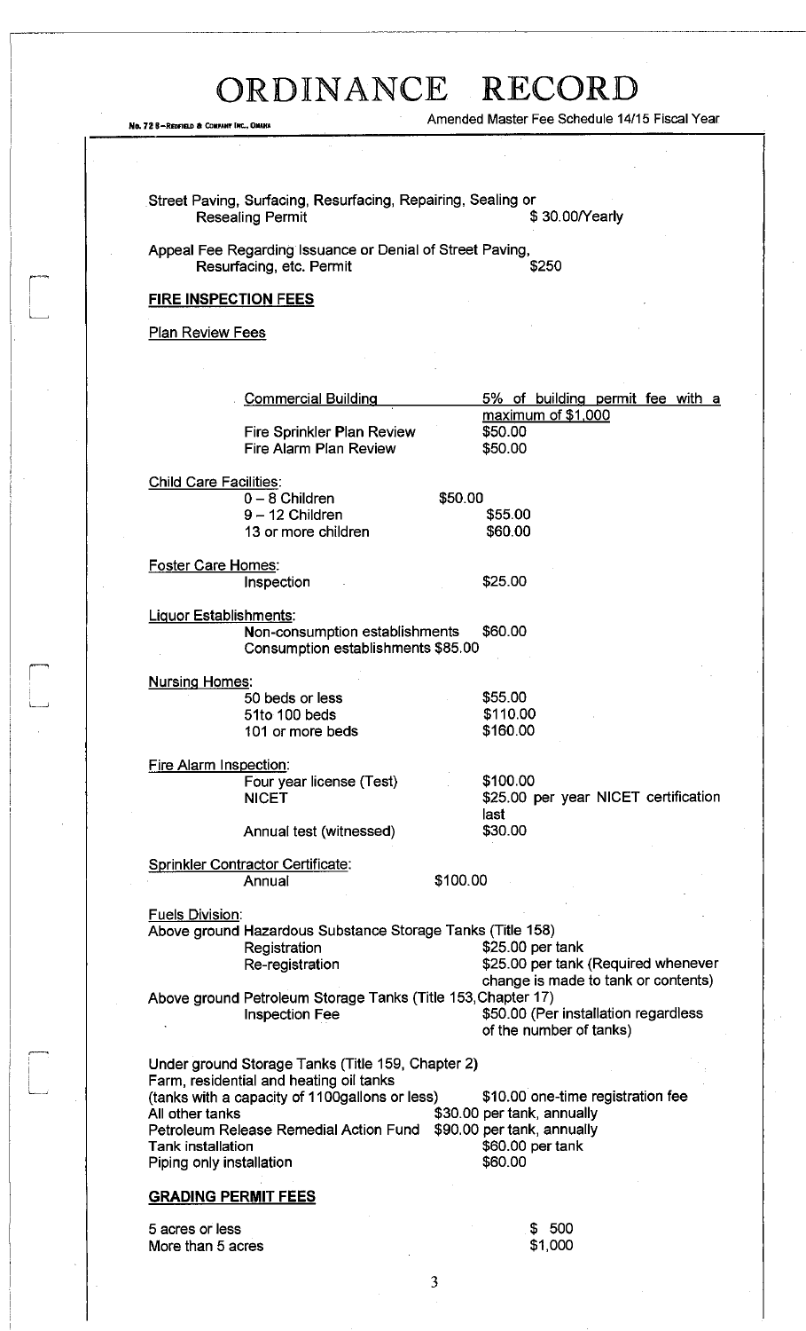Street Paving, Surfacing, Resurfacing, Repairing, Sealing or Resealing Permit — $ 30.00/Yearly

Appeal Fee Regarding Issuance or Denial of Street Paving, Resurfacing, etc. Permit — $250

## FIRE INSPECTION FEES

Plan Review Fees

| | |
|---|---|
| Commercial Building | 5% of building permit fee with a maximum of $1,000 |
| Fire Sprinkler Plan Review | $50.00 |
| Fire Alarm Plan Review | $50.00 |

Child Care Facilities:

| | |
|---|---|
| 0 – 8 Children | $50.00 |
| 9 – 12 Children | $55.00 |
| 13 or more children | $60.00 |

Foster Care Homes:

| | |
|---|---|
| Inspection | $25.00 |

Liquor Establishments:

| | |
|---|---|
| Non-consumption establishments | $60.00 |
| Consumption establishments | $85.00 |

Nursing Homes:

| | |
|---|---|
| 50 beds or less | $55.00 |
| 51to 100 beds | $110.00 |
| 101 or more beds | $160.00 |

Fire Alarm Inspection:

| | |
|---|---|
| Four year license (Test) | $100.00 |
| NICET | $25.00 per year NICET certification last |
| Annual test (witnessed) | $30.00 |

Sprinkler Contractor Certificate:

| | |
|---|---|
| Annual | $100.00 |

Fuels Division:

Above ground Hazardous Substance Storage Tanks (Title 158)

| | |
|---|---|
| Registration | $25.00 per tank |
| Re-registration | $25.00 per tank (Required whenever change is made to tank or contents) |

Above ground Petroleum Storage Tanks (Title 153, Chapter 17)

| | |
|---|---|
| Inspection Fee | $50.00 (Per installation regardless of the number of tanks) |

Under ground Storage Tanks (Title 159, Chapter 2)

| | |
|---|---|
| Farm, residential and heating oil tanks (tanks with a capacity of 1100gallons or less) | $10.00 one-time registration fee |
| All other tanks | $30.00 per tank, annually |
| Petroleum Release Remedial Action Fund | $90.00 per tank, annually |
| Tank installation | $60.00 per tank |
| Piping only installation | $60.00 |

## GRADING PERMIT FEES

| | |
|---|---|
| 5 acres or less | $ 500 |
| More than 5 acres | $1,000 |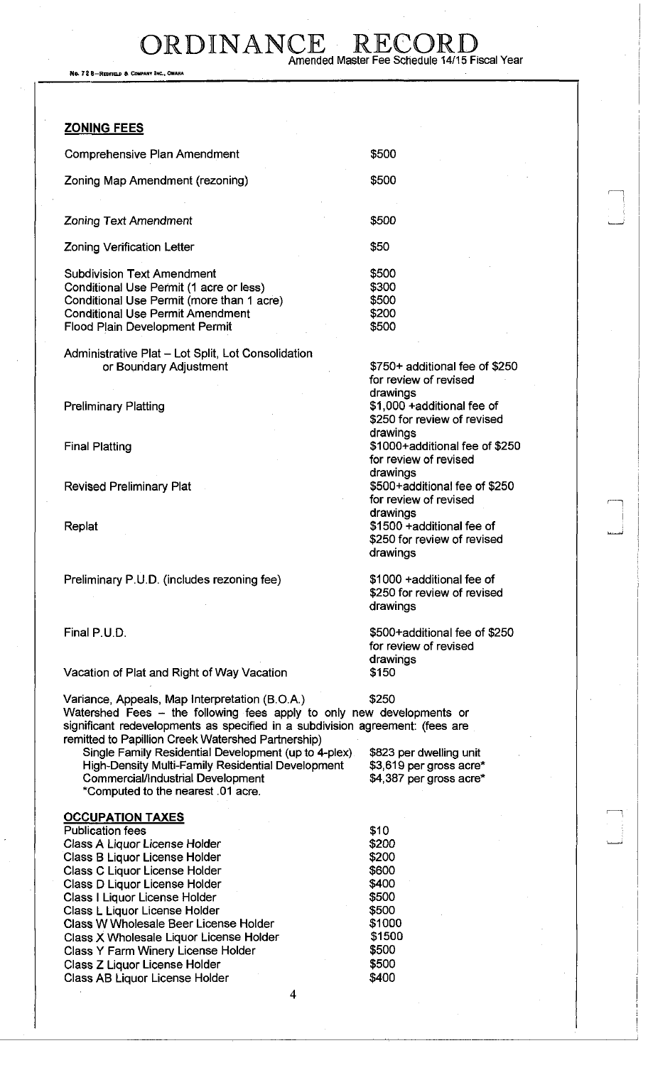## ZONING FEES

| | |
|---|---|
| Comprehensive Plan Amendment | $500 |
| Zoning Map Amendment (rezoning) | $500 |
| Zoning Text Amendment | $500 |
| Zoning Verification Letter | $50 |
| Subdivision Text Amendment | $500 |
| Conditional Use Permit (1 acre or less) | $300 |
| Conditional Use Permit (more than 1 acre) | $500 |
| Conditional Use Permit Amendment | $200 |
| Flood Plain Development Permit | $500 |
| Administrative Plat – Lot Split, Lot Consolidation or Boundary Adjustment | $750+ additional fee of $250 for review of revised drawings |
| Preliminary Platting | $1,000 +additional fee of $250 for review of revised drawings |
| Final Platting | $1000+additional fee of $250 for review of revised drawings |
| Revised Preliminary Plat | $500+additional fee of $250 for review of revised drawings |
| Replat | $1500 +additional fee of $250 for review of revised drawings |
| Preliminary P.U.D. (includes rezoning fee) | $1000 +additional fee of $250 for review of revised drawings |
| Final P.U.D. | $500+additional fee of $250 for review of revised drawings |
| Vacation of Plat and Right of Way Vacation | $150 |
| Variance, Appeals, Map Interpretation (B.O.A.) | $250 |

Watershed Fees – the following fees apply to only new developments or significant redevelopments as specified in a subdivision agreement: (fees are remitted to Papillion Creek Watershed Partnership)

| | |
|---|---|
| Single Family Residential Development (up to 4-plex) | $823 per dwelling unit |
| High-Density Multi-Family Residential Development | $3,619 per gross acre* |
| Commercial/Industrial Development | $4,387 per gross acre* |

*Computed to the nearest .01 acre.

## OCCUPATION TAXES

| | |
|---|---|
| Publication fees | $10 |
| Class A Liquor License Holder | $200 |
| Class B Liquor License Holder | $200 |
| Class C Liquor License Holder | $600 |
| Class D Liquor License Holder | $400 |
| Class I Liquor License Holder | $500 |
| Class L Liquor License Holder | $500 |
| Class W Wholesale Beer License Holder | $1000 |
| Class X Wholesale Liquor License Holder | $1500 |
| Class Y Farm Winery License Holder | $500 |
| Class Z Liquor License Holder | $500 |
| Class AB Liquor License Holder | $400 |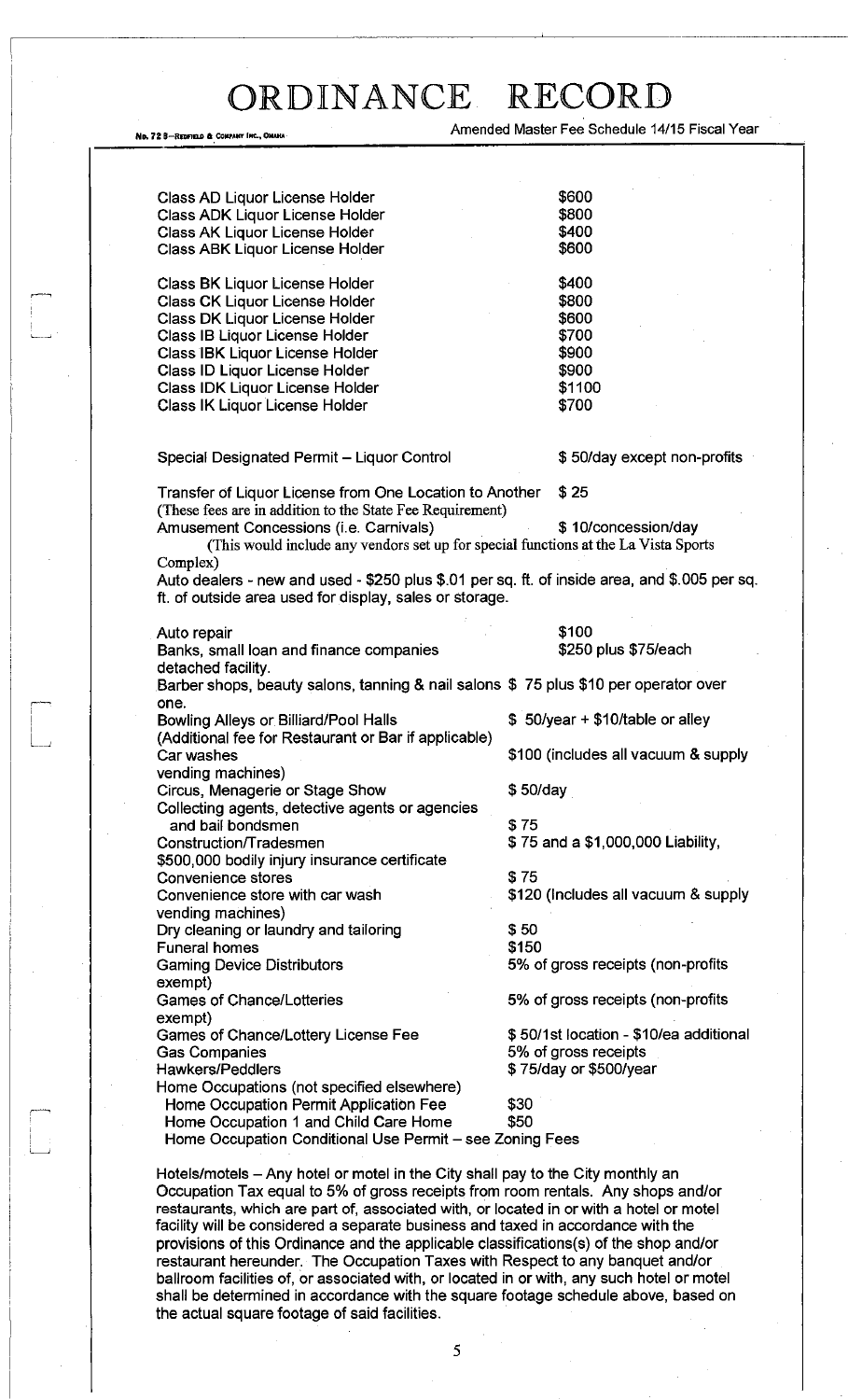Class AD Liquor License Holder | $600
Class ADK Liquor License Holder | $800
Class AK Liquor License Holder | $400
Class ABK Liquor License Holder | $600

| | |
|---|---|
| Class AD Liquor License Holder | $600 |
| Class ADK Liquor License Holder | $800 |
| Class AK Liquor License Holder | $400 |
| Class ABK Liquor License Holder | $600 |
| Class BK Liquor License Holder | $400 |
| Class CK Liquor License Holder | $800 |
| Class DK Liquor License Holder | $600 |
| Class IB Liquor License Holder | $700 |
| Class IBK Liquor License Holder | $900 |
| Class ID Liquor License Holder | $900 |
| Class IDK Liquor License Holder | $1100 |
| Class IK Liquor License Holder | $700 |

Special Designated Permit – Liquor Control — $ 50/day except non-profits

Transfer of Liquor License from One Location to Another — $ 25
(These fees are in addition to the State Fee Requirement)

Amusement Concessions (i.e. Carnivals) — $ 10/concession/day
(This would include any vendors set up for special functions at the La Vista Sports Complex)

Auto dealers - new and used - $250 plus $.01 per sq. ft. of inside area, and $.005 per sq. ft. of outside area used for display, sales or storage.

| | |
|---|---|
| Auto repair | $100 |
| Banks, small loan and finance companies | $250 plus $75/each detached facility. |
| Barber shops, beauty salons, tanning & nail salons | $ 75 plus $10 per operator over one. |
| Bowling Alleys or Billiard/Pool Halls (Additional fee for Restaurant or Bar if applicable) | $ 50/year + $10/table or alley |
| Car washes | $100 (includes all vacuum & supply vending machines) |
| Circus, Menagerie or Stage Show | $ 50/day |
| Collecting agents, detective agents or agencies and bail bondsmen | $ 75 |
| Construction/Tradesmen | $ 75 and a $1,000,000 Liability, $500,000 bodily injury insurance certificate |
| Convenience stores | $ 75 |
| Convenience store with car wash | $120 (Includes all vacuum & supply vending machines) |
| Dry cleaning or laundry and tailoring | $ 50 |
| Funeral homes | $150 |
| Gaming Device Distributors | 5% of gross receipts (non-profits exempt) |
| Games of Chance/Lotteries | 5% of gross receipts (non-profits exempt) |
| Games of Chance/Lottery License Fee | $ 50/1st location - $10/ea additional |
| Gas Companies | 5% of gross receipts |
| Hawkers/Peddlers | $ 75/day or $500/year |
| Home Occupations (not specified elsewhere) | |
| Home Occupation Permit Application Fee | $30 |
| Home Occupation 1 and Child Care Home | $50 |
| Home Occupation Conditional Use Permit – see Zoning Fees | |

Hotels/motels – Any hotel or motel in the City shall pay to the City monthly an Occupation Tax equal to 5% of gross receipts from room rentals. Any shops and/or restaurants, which are part of, associated with, or located in or with a hotel or motel facility will be considered a separate business and taxed in accordance with the provisions of this Ordinance and the applicable classifications(s) of the shop and/or restaurant hereunder. The Occupation Taxes with Respect to any banquet and/or ballroom facilities of, or associated with, or located in or with, any such hotel or motel shall be determined in accordance with the square footage schedule above, based on the actual square footage of said facilities.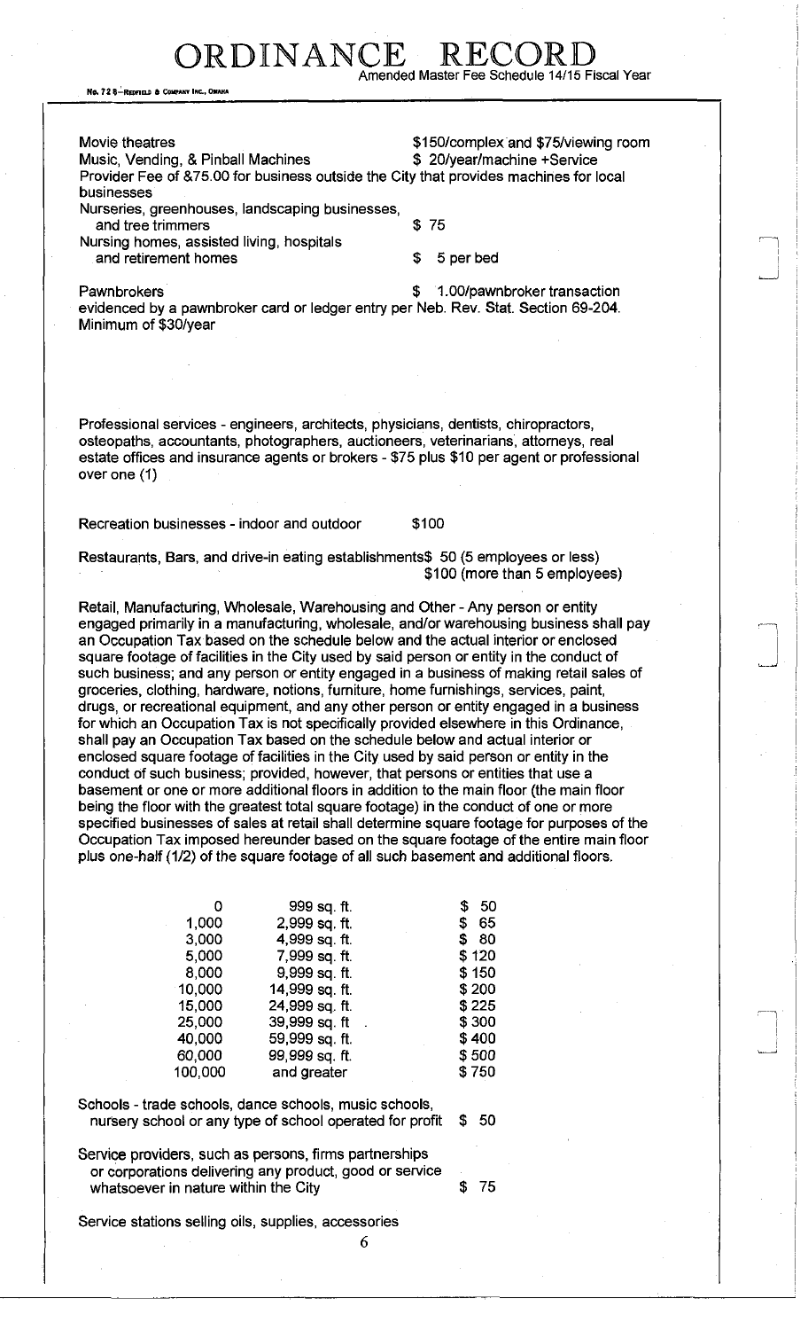Movie theatres $150/complex and $75/viewing room

Music, Vending, & Pinball Machines $ 20/year/machine +Service

Provider Fee of &75.00 for business outside the City that provides machines for local businesses

Nurseries, greenhouses, landscaping businesses, and tree trimmers $ 75

Nursing homes, assisted living, hospitals and retirement homes $ 5 per bed

Pawnbrokers $ 1.00/pawnbroker transaction evidenced by a pawnbroker card or ledger entry per Neb. Rev. Stat. Section 69-204. Minimum of $30/year

Professional services - engineers, architects, physicians, dentists, chiropractors, osteopaths, accountants, photographers, auctioneers, veterinarians, attorneys, real estate offices and insurance agents or brokers - $75 plus $10 per agent or professional over one (1)

Recreation businesses - indoor and outdoor $100

Restaurants, Bars, and drive-in eating establishments$ 50 (5 employees or less)
$100 (more than 5 employees)

Retail, Manufacturing, Wholesale, Warehousing and Other - Any person or entity engaged primarily in a manufacturing, wholesale, and/or warehousing business shall pay an Occupation Tax based on the schedule below and the actual interior or enclosed square footage of facilities in the City used by said person or entity in the conduct of such business; and any person or entity engaged in a business of making retail sales of groceries, clothing, hardware, notions, furniture, home furnishings, services, paint, drugs, or recreational equipment, and any other person or entity engaged in a business for which an Occupation Tax is not specifically provided elsewhere in this Ordinance, shall pay an Occupation Tax based on the schedule below and actual interior or enclosed square footage of facilities in the City used by said person or entity in the conduct of such business; provided, however, that persons or entities that use a basement or one or more additional floors in addition to the main floor (the main floor being the floor with the greatest total square footage) in the conduct of one or more specified businesses of sales at retail shall determine square footage for purposes of the Occupation Tax imposed hereunder based on the square footage of the entire main floor plus one-half (1/2) of the square footage of all such basement and additional floors.

| | | |
|---|---|---|
| 0 | 999 sq. ft. | $ 50 |
| 1,000 | 2,999 sq. ft. | $ 65 |
| 3,000 | 4,999 sq. ft. | $ 80 |
| 5,000 | 7,999 sq. ft. | $ 120 |
| 8,000 | 9,999 sq. ft. | $ 150 |
| 10,000 | 14,999 sq. ft. | $ 200 |
| 15,000 | 24,999 sq. ft. | $ 225 |
| 25,000 | 39,999 sq. ft | $ 300 |
| 40,000 | 59,999 sq. ft. | $ 400 |
| 60,000 | 99,999 sq. ft. | $ 500 |
| 100,000 | and greater | $ 750 |

Schools - trade schools, dance schools, music schools, nursery school or any type of school operated for profit $ 50

Service providers, such as persons, firms partnerships or corporations delivering any product, good or service whatsoever in nature within the City $ 75

Service stations selling oils, supplies, accessories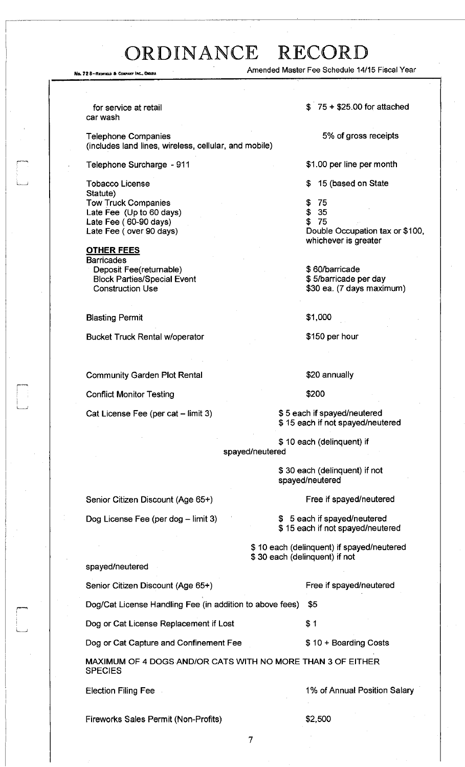| | |
|---|---|
| for service at retail car wash | $ 75 + $25.00 for attached |
| Telephone Companies (includes land lines, wireless, cellular, and mobile) | 5% of gross receipts |
| Telephone Surcharge - 911 | $1.00 per line per month |
| Tobacco License | $ 15 (based on State Statute) |
| Tow Truck Companies | $ 75 |
| Late Fee (Up to 60 days) | $ 35 |
| Late Fee ( 60-90 days) | $ 75 |
| Late Fee ( over 90 days) | Double Occupation tax or $100, whichever is greater |

**OTHER FEES**

| | |
|---|---|
| Barricades | |
| Deposit Fee(returnable) | $ 60/barricade |
| Block Parties/Special Event | $ 5/barricade per day |
| Construction Use | $30 ea. (7 days maximum) |
| Blasting Permit | $1,000 |
| Bucket Truck Rental w/operator | $150 per hour |
| Community Garden Plot Rental | $20 annually |
| Conflict Monitor Testing | $200 |
| Cat License Fee (per cat – limit 3) | $ 5 each if spayed/neutered<br>$ 15 each if not spayed/neutered<br>$ 10 each (delinquent) if spayed/neutered<br>$ 30 each (delinquent) if not spayed/neutered |
| Senior Citizen Discount (Age 65+) | Free if spayed/neutered |
| Dog License Fee (per dog – limit 3) | $ 5 each if spayed/neutered<br>$ 15 each if not spayed/neutered<br>$ 10 each (delinquent) if spayed/neutered<br>$ 30 each (delinquent) if not spayed/neutered |
| Senior Citizen Discount (Age 65+) | Free if spayed/neutered |
| Dog/Cat License Handling Fee (in addition to above fees) | $5 |
| Dog or Cat License Replacement if Lost | $ 1 |
| Dog or Cat Capture and Confinement Fee | $ 10 + Boarding Costs |

MAXIMUM OF 4 DOGS AND/OR CATS WITH NO MORE THAN 3 OF EITHER SPECIES

| | |
|---|---|
| Election Filing Fee | 1% of Annual Position Salary |
| Fireworks Sales Permit (Non-Profits) | $2,500 |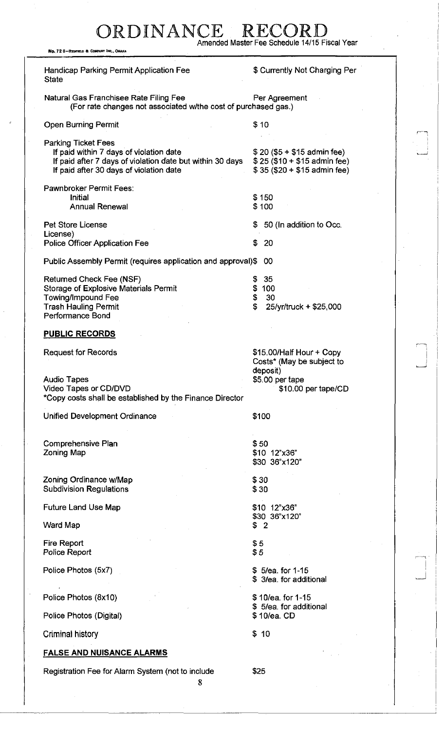# ORDINANCE RECORD

Amended Master Fee Schedule 14/15 Fiscal Year

| Item | Fee |
|---|---|
| Handicap Parking Permit Application Fee | $ Currently Not Charging Per State |
| Natural Gas Franchisee Rate Filing Fee (For rate changes not associated w/the cost of purchased gas.) | Per Agreement |
| Open Burning Permit | $ 10 |
| **Parking Ticket Fees** | |
| If paid within 7 days of violation date | $ 20 ($5 + $15 admin fee) |
| If paid after 7 days of violation date but within 30 days | $ 25 ($10 + $15 admin fee) |
| If paid after 30 days of violation date | $ 35 ($20 + $15 admin fee) |
| **Pawnbroker Permit Fees:** | |
| Initial | $ 150 |
| Annual Renewal | $ 100 |
| Pet Store License | $ 50 (In addition to Occ. License) |
| Police Officer Application Fee | $ 20 |
| Public Assembly Permit (requires application and approval) | $ 00 |
| Returned Check Fee (NSF) | $ 35 |
| Storage of Explosive Materials Permit | $ 100 |
| Towing/Impound Fee | $ 30 |
| Trash Hauling Permit Performance Bond | $ 25/yr/truck + $25,000 |

## PUBLIC RECORDS

| Item | Fee |
|---|---|
| Request for Records | $15.00/Half Hour + Copy Costs* (May be subject to deposit) |
| Audio Tapes | $5.00 per tape |
| Video Tapes or CD/DVD | $10.00 per tape/CD |

*Copy costs shall be established by the Finance Director

| Item | Fee |
|---|---|
| Unified Development Ordinance | $100 |
| Comprehensive Plan | $ 50 |
| Zoning Map | $10 12"x36"<br>$30 36"x120" |
| Zoning Ordinance w/Map | $ 30 |
| Subdivision Regulations | $ 30 |
| Future Land Use Map | $10 12"x36"<br>$30 36"x120" |
| Ward Map | $ 2 |
| Fire Report | $ 5 |
| Police Report | $ 5 |
| Police Photos (5x7) | $ 5/ea. for 1-15<br>$ 3/ea. for additional |
| Police Photos (8x10) | $ 10/ea. for 1-15<br>$ 5/ea. for additional |
| Police Photos (Digital) | $ 10/ea. CD |
| Criminal history | $ 10 |

## FALSE AND NUISANCE ALARMS

| Item | Fee |
|---|---|
| Registration Fee for Alarm System (not to include | $25 |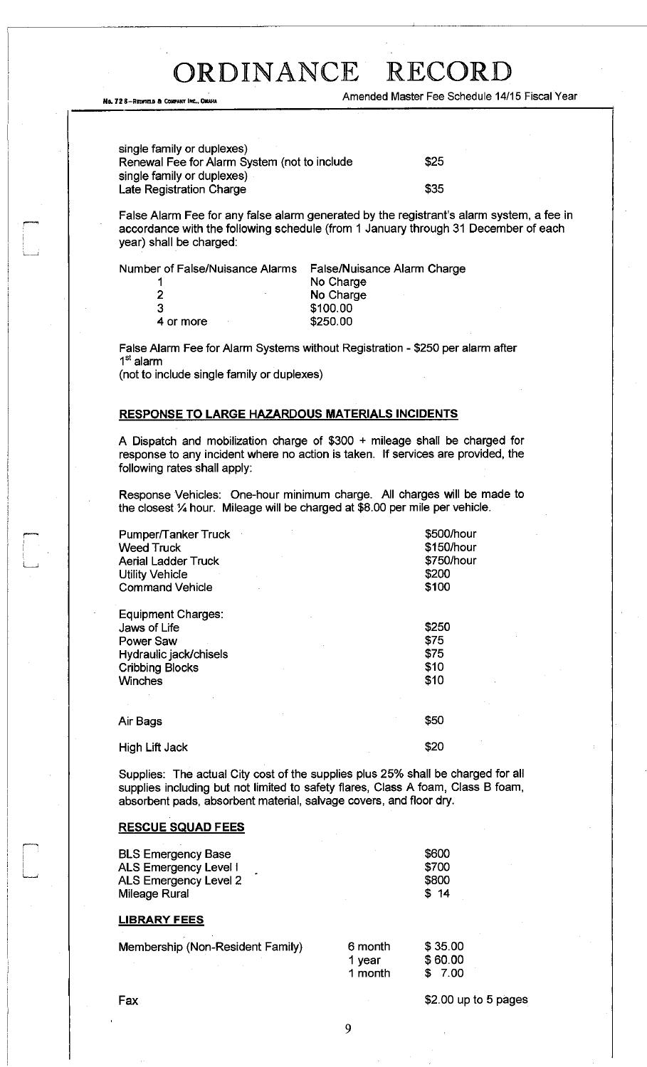single family or duplexes)

| | |
|---|---|
| Renewal Fee for Alarm System (not to include single family or duplexes) | $25 |
| Late Registration Charge | $35 |

False Alarm Fee for any false alarm generated by the registrant's alarm system, a fee in accordance with the following schedule (from 1 January through 31 December of each year) shall be charged:

| Number of False/Nuisance Alarms | False/Nuisance Alarm Charge |
|---|---|
| 1 | No Charge |
| 2 | No Charge |
| 3 | $100.00 |
| 4 or more | $250.00 |

False Alarm Fee for Alarm Systems without Registration - $250 per alarm after 1st alarm
(not to include single family or duplexes)

**RESPONSE TO LARGE HAZARDOUS MATERIALS INCIDENTS**

A Dispatch and mobilization charge of $300 + mileage shall be charged for response to any incident where no action is taken. If services are provided, the following rates shall apply:

Response Vehicles: One-hour minimum charge. All charges will be made to the closest ¼ hour. Mileage will be charged at $8.00 per mile per vehicle.

| | |
|---|---|
| Pumper/Tanker Truck | $500/hour |
| Weed Truck | $150/hour |
| Aerial Ladder Truck | $750/hour |
| Utility Vehicle | $200 |
| Command Vehicle | $100 |
| **Equipment Charges:** | |
| Jaws of Life | $250 |
| Power Saw | $75 |
| Hydraulic jack/chisels | $75 |
| Cribbing Blocks | $10 |
| Winches | $10 |
| Air Bags | $50 |
| High Lift Jack | $20 |

Supplies: The actual City cost of the supplies plus 25% shall be charged for all supplies including but not limited to safety flares, Class A foam, Class B foam, absorbent pads, absorbent material, salvage covers, and floor dry.

**RESCUE SQUAD FEES**

| | |
|---|---|
| BLS Emergency Base | $600 |
| ALS Emergency Level I | $700 |
| ALS Emergency Level 2 | $800 |
| Mileage Rural | $ 14 |

**LIBRARY FEES**

| | | |
|---|---|---|
| Membership (Non-Resident Family) | 6 month | $ 35.00 |
| | 1 year | $ 60.00 |
| | 1 month | $ 7.00 |
| Fax | | $2.00 up to 5 pages |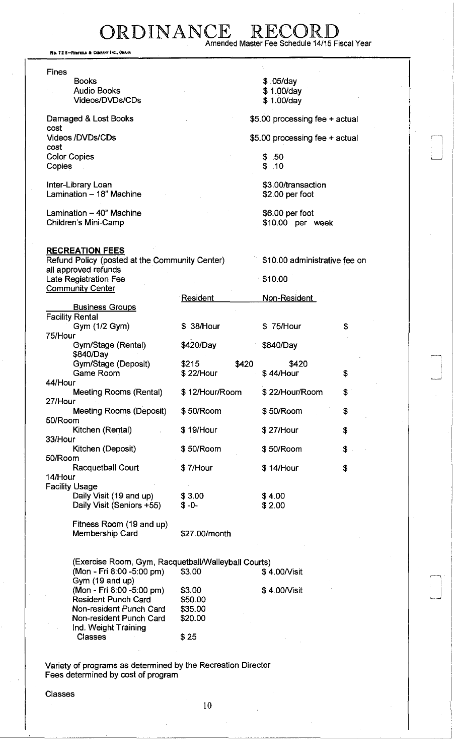# ORDINANCE RECORD

No. 72 8—REDFIELD & COMPANY INC., OMAHA

Amended Master Fee Schedule 14/15 Fiscal Year

Fines

| | |
|---|---|
| Books | $ .05/day |
| Audio Books | $ 1.00/day |
| Videos/DVDs/CDs | $ 1.00/day |

| | |
|---|---|
| Damaged & Lost Books | $5.00 processing fee + actual cost |
| Videos /DVDs/CDs | $5.00 processing fee + actual cost |
| Color Copies | $ .50 |
| Copies | $ .10 |
| Inter-Library Loan | $3.00/transaction |
| Lamination – 18" Machine | $2.00 per foot |
| Lamination – 40" Machine | $6.00 per foot |
| Children's Mini-Camp | $10.00 per week |

**RECREATION FEES**

Refund Policy (posted at the Community Center) — $10.00 administrative fee on all approved refunds

Late Registration Fee — $10.00

Community Center

| | Resident | Non-Resident | |
|---|---|---|---|
| **Business Groups** | | | |
| Facility Rental | | | |
| Gym (1/2 Gym) | $ 38/Hour | $ 75/Hour | $ 75/Hour |
| Gym/Stage (Rental) | $420/Day | $840/Day | $840/Day |
| Gym/Stage (Deposit) | $215 | $420 | $420 |
| Game Room | $ 22/Hour | $ 44/Hour | $ 44/Hour |
| Meeting Rooms (Rental) | $ 12/Hour/Room | $ 22/Hour/Room | $ 27/Hour |
| Meeting Rooms (Deposit) | $ 50/Room | $ 50/Room | $ 50/Room |
| Kitchen (Rental) | $ 19/Hour | $ 27/Hour | $ 33/Hour |
| Kitchen (Deposit) | $ 50/Room | $ 50/Room | $ 50/Room |
| Racquetball Court | $ 7/Hour | $ 14/Hour | $ 14/Hour |
| Facility Usage | | | |
| Daily Visit (19 and up) | $ 3.00 | $ 4.00 | |
| Daily Visit (Seniors +55) | $ -0- | $ 2.00 | |
| Fitness Room (19 and up) Membership Card | $27.00/month | | |

(Exercise Room, Gym, Racquetball/Walleyball Courts)

| | | |
|---|---|---|
| (Mon - Fri 8:00 -5:00 pm) | $3.00 | $ 4.00/Visit |
| Gym (19 and up) | | |
| (Mon - Fri 8:00 -5:00 pm) | $3.00 | $ 4.00/Visit |
| Resident Punch Card | $50.00 | |
| Non-resident Punch Card | $35.00 | |
| Non-resident Punch Card | $20.00 | |
| Ind. Weight Training Classes | $ 25 | |

Variety of programs as determined by the Recreation Director
Fees determined by cost of program

Classes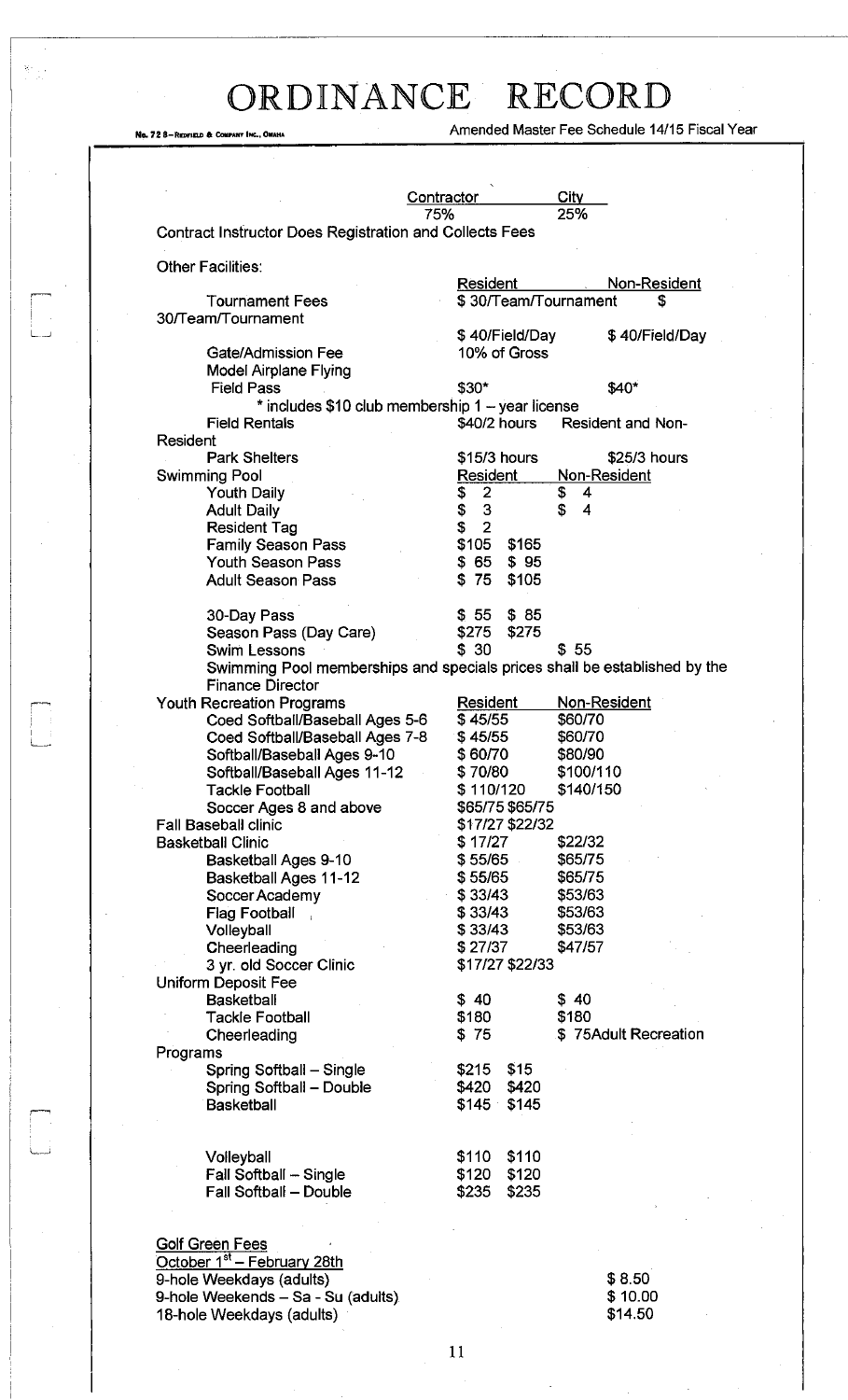# ORDINANCE RECORD

Amended Master Fee Schedule 14/15 Fiscal Year

| Contractor | City |
|---|---|
| 75% | 25% |

Contract Instructor Does Registration and Collects Fees

Other Facilities:

| | Resident | Non-Resident |
|---|---|---|
| Tournament Fees | \$ 30/Team/Tournament | \$ 30/Team/Tournament |
| | \$ 40/Field/Day | \$ 40/Field/Day |
| Gate/Admission Fee | 10% of Gross | |
| Model Airplane Flying Field Pass | \$30* | \$40* |

\* includes \$10 club membership 1 – year license

| | | |
|---|---|---|
| Field Rentals | \$40/2 hours | Resident and Non-Resident |
| Park Shelters | \$15/3 hours | \$25/3 hours |

| Swimming Pool | Resident | Non-Resident |
|---|---|---|
| Youth Daily | \$ 2 | \$ 4 |
| Adult Daily | \$ 3 | \$ 4 |
| Resident Tag | \$ 2 | |
| Family Season Pass | \$105 | \$165 |
| Youth Season Pass | \$ 65 | \$ 95 |
| Adult Season Pass | \$ 75 | \$105 |
| 30-Day Pass | \$ 55 | \$ 85 |
| Season Pass (Day Care) | \$275 | \$275 |
| Swim Lessons | \$ 30 | \$ 55 |

Swimming Pool memberships and specials prices shall be established by the Finance Director

| Youth Recreation Programs | Resident | Non-Resident |
|---|---|---|
| Coed Softball/Baseball Ages 5-6 | \$ 45/55 | \$60/70 |
| Coed Softball/Baseball Ages 7-8 | \$ 45/55 | \$60/70 |
| Softball/Baseball Ages 9-10 | \$ 60/70 | \$80/90 |
| Softball/Baseball Ages 11-12 | \$ 70/80 | \$100/110 |
| Tackle Football | \$ 110/120 | \$140/150 |
| Soccer Ages 8 and above | \$65/75 | \$65/75 |
| Fall Baseball clinic | \$17/27 | \$22/32 |
| Basketball Clinic | \$ 17/27 | \$22/32 |
| Basketball Ages 9-10 | \$ 55/65 | \$65/75 |
| Basketball Ages 11-12 | \$ 55/65 | \$65/75 |
| Soccer Academy | \$ 33/43 | \$53/63 |
| Flag Football | \$ 33/43 | \$53/63 |
| Volleyball | \$ 33/43 | \$53/63 |
| Cheerleading | \$ 27/37 | \$47/57 |
| 3 yr. old Soccer Clinic | \$17/27 | \$22/33 |

| Uniform Deposit Fee | | |
|---|---|---|
| Basketball | \$ 40 | \$ 40 |
| Tackle Football | \$180 | \$180 |
| Cheerleading | \$ 75 | \$ 75 |

| Adult Recreation Programs | | |
|---|---|---|
| Spring Softball – Single | \$215 | \$15 |
| Spring Softball – Double | \$420 | \$420 |
| Basketball | \$145 | \$145 |
| Volleyball | \$110 | \$110 |
| Fall Softball – Single | \$120 | \$120 |
| Fall Softball – Double | \$235 | \$235 |

Golf Green Fees

October 1st – February 28th

| | |
|---|---|
| 9-hole Weekdays (adults) | \$ 8.50 |
| 9-hole Weekends – Sa - Su (adults) | \$ 10.00 |
| 18-hole Weekdays (adults) | \$14.50 |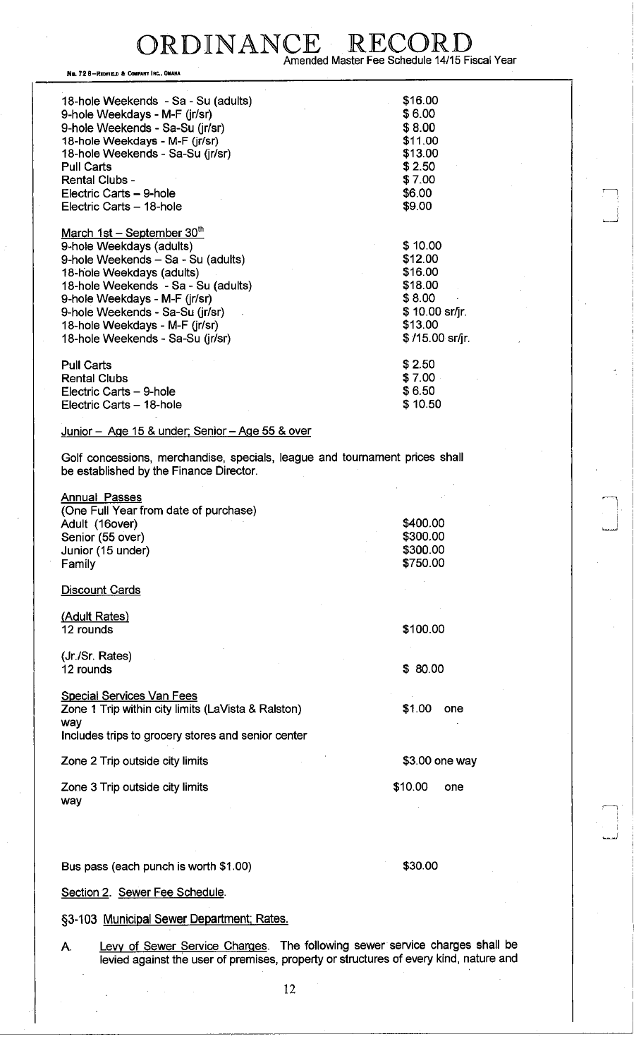| | |
|---|---|
| 18-hole Weekends - Sa - Su (adults) | $16.00 |
| 9-hole Weekdays - M-F (jr/sr) | $ 6.00 |
| 9-hole Weekends - Sa-Su (jr/sr) | $ 8.00 |
| 18-hole Weekdays - M-F (jr/sr) | $11.00 |
| 18-hole Weekends - Sa-Su (jr/sr) | $13.00 |
| Pull Carts | $ 2.50 |
| Rental Clubs - | $ 7.00 |
| Electric Carts – 9-hole | $6.00 |
| Electric Carts – 18-hole | $9.00 |

March 1st – September 30th

| | |
|---|---|
| 9-hole Weekdays (adults) | $ 10.00 |
| 9-hole Weekends – Sa - Su (adults) | $12.00 |
| 18-hole Weekdays (adults) | $16.00 |
| 18-hole Weekends - Sa - Su (adults) | $18.00 |
| 9-hole Weekdays - M-F (jr/sr) | $ 8.00 |
| 9-hole Weekends - Sa-Su (jr/sr) | $ 10.00 sr/jr. |
| 18-hole Weekdays - M-F (jr/sr) | $13.00 |
| 18-hole Weekends - Sa-Su (jr/sr) | $ /15.00 sr/jr. |
| Pull Carts | $ 2.50 |
| Rental Clubs | $ 7.00 |
| Electric Carts – 9-hole | $ 6.50 |
| Electric Carts – 18-hole | $ 10.50 |

Junior – Age 15 & under; Senior – Age 55 & over

Golf concessions, merchandise, specials, league and tournament prices shall be established by the Finance Director.

Annual Passes
(One Full Year from date of purchase)

| | |
|---|---|
| Adult (16over) | $400.00 |
| Senior (55 over) | $300.00 |
| Junior (15 under) | $300.00 |
| Family | $750.00 |

Discount Cards

(Adult Rates)

| | |
|---|---|
| 12 rounds | $100.00 |

(Jr./Sr. Rates)

| | |
|---|---|
| 12 rounds | $ 80.00 |

Special Services Van Fees

| | |
|---|---|
| Zone 1 Trip within city limits (LaVista & Ralston) Includes trips to grocery stores and senior center | $1.00 one way |
| Zone 2 Trip outside city limits | $3.00 one way |
| Zone 3 Trip outside city limits | $10.00 one way |
| Bus pass (each punch is worth $1.00) | $30.00 |

Section 2. Sewer Fee Schedule.

§3-103 Municipal Sewer Department; Rates.

A. Levy of Sewer Service Charges. The following sewer service charges shall be levied against the user of premises, property or structures of every kind, nature and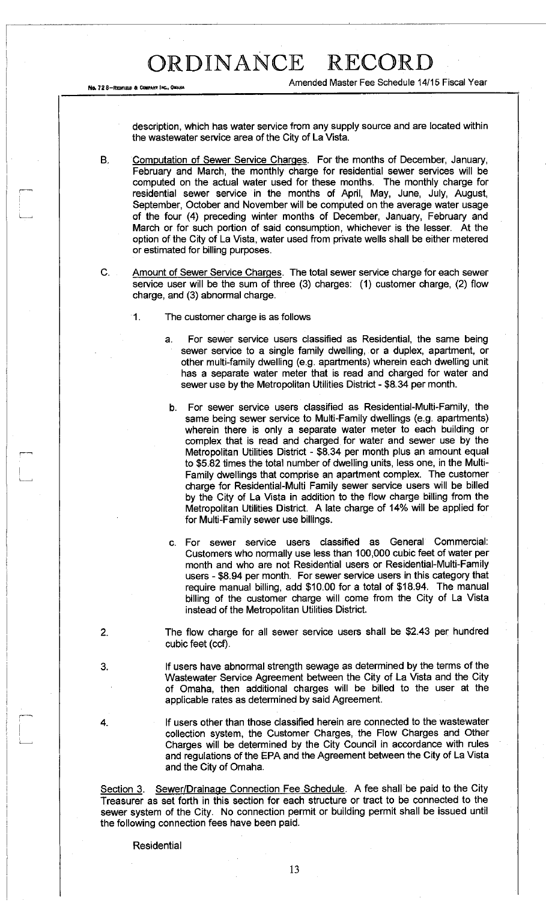description, which has water service from any supply source and are located within the wastewater service area of the City of La Vista.

B. Computation of Sewer Service Charges. For the months of December, January, February and March, the monthly charge for residential sewer services will be computed on the actual water used for these months. The monthly charge for residential sewer service in the months of April, May, June, July, August, September, October and November will be computed on the average water usage of the four (4) preceding winter months of December, January, February and March or for such portion of said consumption, whichever is the lesser. At the option of the City of La Vista, water used from private wells shall be either metered or estimated for billing purposes.

C. Amount of Sewer Service Charges. The total sewer service charge for each sewer service user will be the sum of three (3) charges: (1) customer charge, (2) flow charge, and (3) abnormal charge.

1. The customer charge is as follows

   a. For sewer service users classified as Residential, the same being sewer service to a single family dwelling, or a duplex, apartment, or other multi-family dwelling (e.g. apartments) wherein each dwelling unit has a separate water meter that is read and charged for water and sewer use by the Metropolitan Utilities District - $8.34 per month.

   b. For sewer service users classified as Residential-Multi-Family, the same being sewer service to Multi-Family dwellings (e.g. apartments) wherein there is only a separate water meter to each building or complex that is read and charged for water and sewer use by the Metropolitan Utilities District - $8.34 per month plus an amount equal to $5.82 times the total number of dwelling units, less one, in the Multi-Family dwellings that comprise an apartment complex. The customer charge for Residential-Multi Family sewer service users will be billed by the City of La Vista in addition to the flow charge billing from the Metropolitan Utilities District. A late charge of 14% will be applied for for Multi-Family sewer use billings.

   c. For sewer service users classified as General Commercial: Customers who normally use less than 100,000 cubic feet of water per month and who are not Residential users or Residential-Multi-Family users - $8.94 per month. For sewer service users in this category that require manual billing, add $10.00 for a total of $18.94. The manual billing of the customer charge will come from the City of La Vista instead of the Metropolitan Utilities District.

2. The flow charge for all sewer service users shall be $2.43 per hundred cubic feet (ccf).

3. If users have abnormal strength sewage as determined by the terms of the Wastewater Service Agreement between the City of La Vista and the City of Omaha, then additional charges will be billed to the user at the applicable rates as determined by said Agreement.

4. If users other than those classified herein are connected to the wastewater collection system, the Customer Charges, the Flow Charges and Other Charges will be determined by the City Council in accordance with rules and regulations of the EPA and the Agreement between the City of La Vista and the City of Omaha.

Section 3. Sewer/Drainage Connection Fee Schedule. A fee shall be paid to the City Treasurer as set forth in this section for each structure or tract to be connected to the sewer system of the City. No connection permit or building permit shall be issued until the following connection fees have been paid.

Residential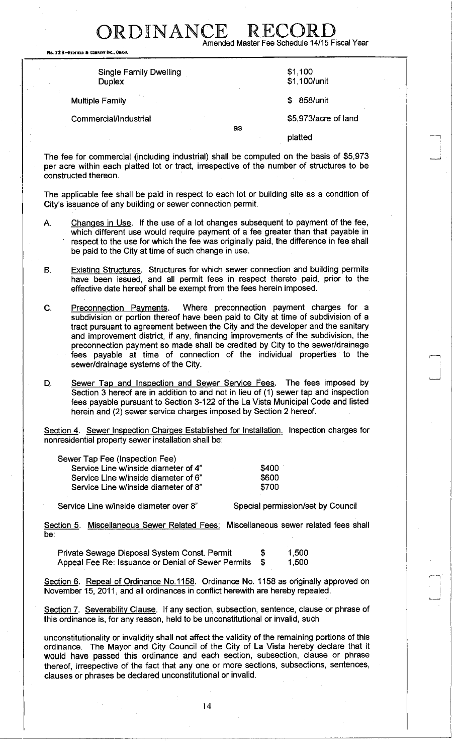| | |
|---|---|
| Single Family Dwelling | $1,100 |
| Duplex | $1,100/unit |
| Multiple Family | $ 858/unit |
| Commercial/Industrial | $5,973/acre of land as platted |

The fee for commercial (including industrial) shall be computed on the basis of $5,973 per acre within each platted lot or tract, irrespective of the number of structures to be constructed thereon.

The applicable fee shall be paid in respect to each lot or building site as a condition of City's issuance of any building or sewer connection permit.

A. Changes in Use. If the use of a lot changes subsequent to payment of the fee, which different use would require payment of a fee greater than that payable in respect to the use for which the fee was originally paid, the difference in fee shall be paid to the City at time of such change in use.

B. Existing Structures. Structures for which sewer connection and building permits have been issued, and all permit fees in respect thereto paid, prior to the effective date hereof shall be exempt from the fees herein imposed.

C. Preconnection Payments. Where preconnection payment charges for a subdivision or portion thereof have been paid to City at time of subdivision of a tract pursuant to agreement between the City and the developer and the sanitary and improvement district, if any, financing improvements of the subdivision, the preconnection payment so made shall be credited by City to the sewer/drainage fees payable at time of connection of the individual properties to the sewer/drainage systems of the City.

D. Sewer Tap and Inspection and Sewer Service Fees. The fees imposed by Section 3 hereof are in addition to and not in lieu of (1) sewer tap and inspection fees payable pursuant to Section 3-122 of the La Vista Municipal Code and listed herein and (2) sewer service charges imposed by Section 2 hereof.

Section 4. Sewer Inspection Charges Established for Installation. Inspection charges for nonresidential property sewer installation shall be:

| | |
|---|---|
| Sewer Tap Fee (Inspection Fee) | |
| Service Line w/inside diameter of 4" | $400 |
| Service Line w/inside diameter of 6" | $600 |
| Service Line w/inside diameter of 8" | $700 |
| Service Line w/inside diameter over 8" | Special permission/set by Council |

Section 5. Miscellaneous Sewer Related Fees: Miscellaneous sewer related fees shall be:

| | |
|---|---|
| Private Sewage Disposal System Const. Permit | $ 1,500 |
| Appeal Fee Re: Issuance or Denial of Sewer Permits | $ 1,500 |

Section 6. Repeal of Ordinance No.1158. Ordinance No. 1158 as originally approved on November 15, 2011, and all ordinances in conflict herewith are hereby repealed.

Section 7. Severability Clause. If any section, subsection, sentence, clause or phrase of this ordinance is, for any reason, held to be unconstitutional or invalid, such unconstitutionality or invalidity shall not affect the validity of the remaining portions of this ordinance. The Mayor and City Council of the City of La Vista hereby declare that it would have passed this ordinance and each section, subsection, clause or phrase thereof, irrespective of the fact that any one or more sections, subsections, sentences, clauses or phrases be declared unconstitutional or invalid.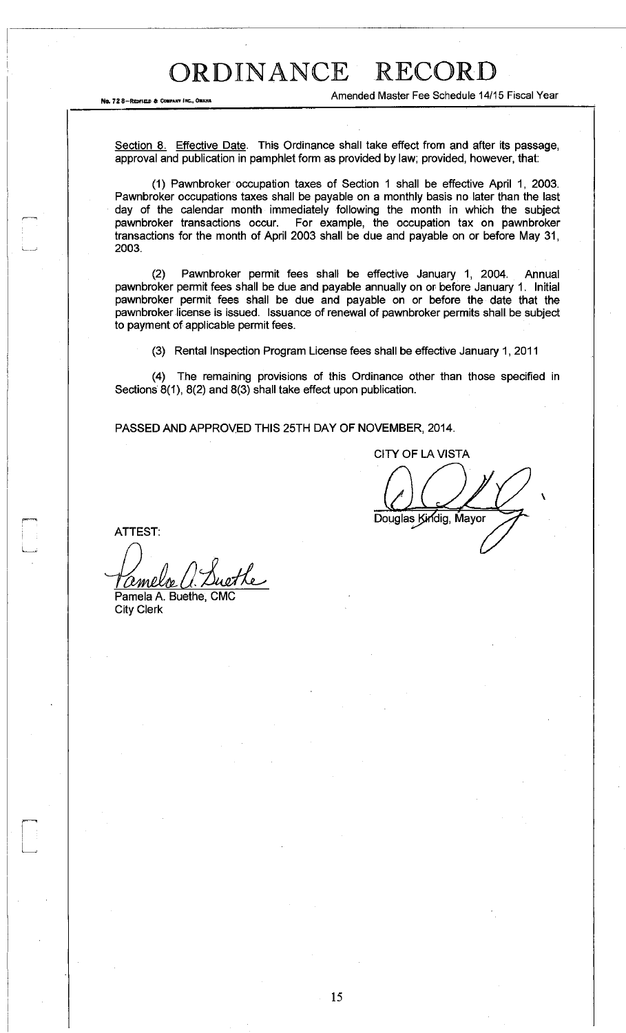Section 8. Effective Date. This Ordinance shall take effect from and after its passage, approval and publication in pamphlet form as provided by law; provided, however, that:

(1) Pawnbroker occupation taxes of Section 1 shall be effective April 1, 2003. Pawnbroker occupations taxes shall be payable on a monthly basis no later than the last day of the calendar month immediately following the month in which the subject pawnbroker transactions occur. For example, the occupation tax on pawnbroker transactions for the month of April 2003 shall be due and payable on or before May 31, 2003.

(2) Pawnbroker permit fees shall be effective January 1, 2004. Annual pawnbroker permit fees shall be due and payable annually on or before January 1. Initial pawnbroker permit fees shall be due and payable on or before the date that the pawnbroker license is issued. Issuance of renewal of pawnbroker permits shall be subject to payment of applicable permit fees.

(3) Rental Inspection Program License fees shall be effective January 1, 2011

(4) The remaining provisions of this Ordinance other than those specified in Sections 8(1), 8(2) and 8(3) shall take effect upon publication.

PASSED AND APPROVED THIS 25TH DAY OF NOVEMBER, 2014.

CITY OF LA VISTA

Douglas Kindig, Mayor

ATTEST:

Pamela A. Buethe, CMC
City Clerk